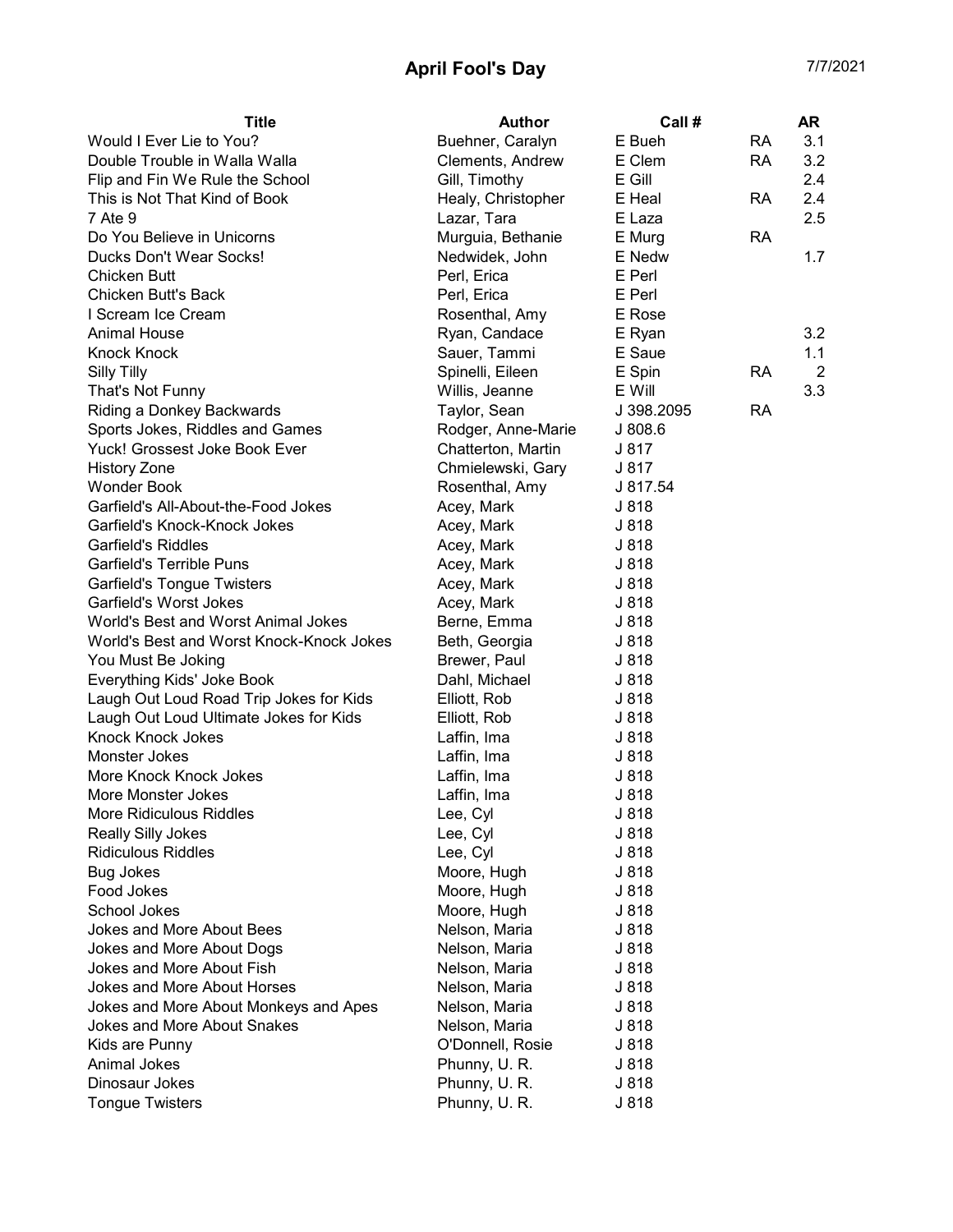# April Fool's Day

7/7/2021

| Title | Author | Call # | | AR |
|---|---|---|---|---|
| Would I Ever Lie to You? | Buehner, Caralyn | E Bueh | RA | 3.1 |
| Double Trouble in Walla Walla | Clements, Andrew | E Clem | RA | 3.2 |
| Flip and Fin We Rule the School | Gill, Timothy | E Gill | | 2.4 |
| This is Not That Kind of Book | Healy, Christopher | E Heal | RA | 2.4 |
| 7 Ate 9 | Lazar, Tara | E Laza | | 2.5 |
| Do You Believe in Unicorns | Murguia, Bethanie | E Murg | RA | |
| Ducks Don't Wear Socks! | Nedwidek, John | E Nedw | | 1.7 |
| Chicken Butt | Perl, Erica | E Perl | | |
| Chicken Butt's Back | Perl, Erica | E Perl | | |
| I Scream Ice Cream | Rosenthal, Amy | E Rose | | |
| Animal House | Ryan, Candace | E Ryan | | 3.2 |
| Knock Knock | Sauer, Tammi | E Saue | | 1.1 |
| Silly Tilly | Spinelli, Eileen | E Spin | RA | 2 |
| That's Not Funny | Willis, Jeanne | E Will | | 3.3 |
| Riding a Donkey Backwards | Taylor, Sean | J 398.2095 | RA | |
| Sports Jokes, Riddles and Games | Rodger, Anne-Marie | J 808.6 | | |
| Yuck! Grossest Joke Book Ever | Chatterton, Martin | J 817 | | |
| History Zone | Chmielewski, Gary | J 817 | | |
| Wonder Book | Rosenthal, Amy | J 817.54 | | |
| Garfield's All-About-the-Food Jokes | Acey, Mark | J 818 | | |
| Garfield's Knock-Knock Jokes | Acey, Mark | J 818 | | |
| Garfield's Riddles | Acey, Mark | J 818 | | |
| Garfield's Terrible Puns | Acey, Mark | J 818 | | |
| Garfield's Tongue Twisters | Acey, Mark | J 818 | | |
| Garfield's Worst Jokes | Acey, Mark | J 818 | | |
| World's Best and Worst Animal Jokes | Berne, Emma | J 818 | | |
| World's Best and Worst Knock-Knock Jokes | Beth, Georgia | J 818 | | |
| You Must Be Joking | Brewer, Paul | J 818 | | |
| Everything Kids' Joke Book | Dahl, Michael | J 818 | | |
| Laugh Out Loud Road Trip Jokes for Kids | Elliott, Rob | J 818 | | |
| Laugh Out Loud Ultimate Jokes for Kids | Elliott, Rob | J 818 | | |
| Knock Knock Jokes | Laffin, Ima | J 818 | | |
| Monster Jokes | Laffin, Ima | J 818 | | |
| More Knock Knock Jokes | Laffin, Ima | J 818 | | |
| More Monster Jokes | Laffin, Ima | J 818 | | |
| More Ridiculous Riddles | Lee, Cyl | J 818 | | |
| Really Silly Jokes | Lee, Cyl | J 818 | | |
| Ridiculous Riddles | Lee, Cyl | J 818 | | |
| Bug Jokes | Moore, Hugh | J 818 | | |
| Food Jokes | Moore, Hugh | J 818 | | |
| School Jokes | Moore, Hugh | J 818 | | |
| Jokes and More About Bees | Nelson, Maria | J 818 | | |
| Jokes and More About Dogs | Nelson, Maria | J 818 | | |
| Jokes and More About Fish | Nelson, Maria | J 818 | | |
| Jokes and More About Horses | Nelson, Maria | J 818 | | |
| Jokes and More About Monkeys and Apes | Nelson, Maria | J 818 | | |
| Jokes and More About Snakes | Nelson, Maria | J 818 | | |
| Kids are Punny | O'Donnell, Rosie | J 818 | | |
| Animal Jokes | Phunny, U. R. | J 818 | | |
| Dinosaur Jokes | Phunny, U. R. | J 818 | | |
| Tongue Twisters | Phunny, U. R. | J 818 | | |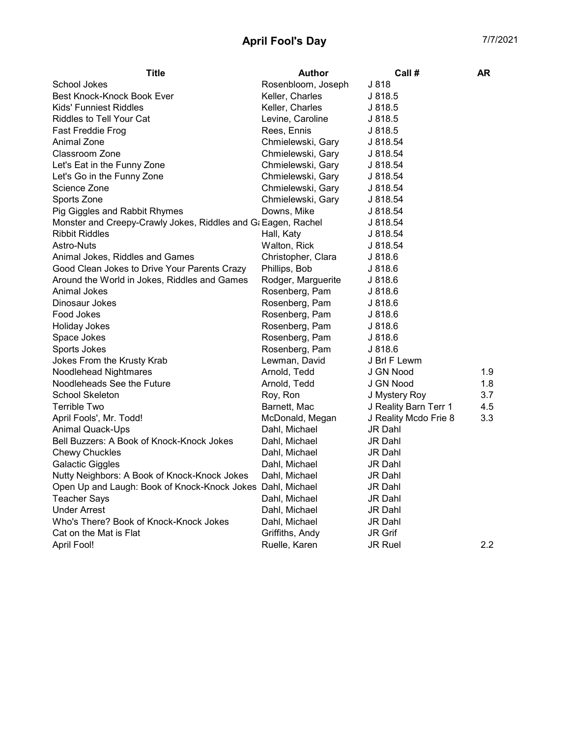# April Fool's Day

7/7/2021

| Title | Author | Call # | AR |
| --- | --- | --- | --- |
| School Jokes | Rosenbloom, Joseph | J 818 | |
| Best Knock-Knock Book Ever | Keller, Charles | J 818.5 | |
| Kids' Funniest Riddles | Keller, Charles | J 818.5 | |
| Riddles to Tell Your Cat | Levine, Caroline | J 818.5 | |
| Fast Freddie Frog | Rees, Ennis | J 818.5 | |
| Animal Zone | Chmielewski, Gary | J 818.54 | |
| Classroom Zone | Chmielewski, Gary | J 818.54 | |
| Let's Eat in the Funny Zone | Chmielewski, Gary | J 818.54 | |
| Let's Go in the Funny Zone | Chmielewski, Gary | J 818.54 | |
| Science Zone | Chmielewski, Gary | J 818.54 | |
| Sports Zone | Chmielewski, Gary | J 818.54 | |
| Pig Giggles and Rabbit Rhymes | Downs, Mike | J 818.54 | |
| Monster and Creepy-Crawly Jokes, Riddles and Ga | Eagen, Rachel | J 818.54 | |
| Ribbit Riddles | Hall, Katy | J 818.54 | |
| Astro-Nuts | Walton, Rick | J 818.54 | |
| Animal Jokes, Riddles and Games | Christopher, Clara | J 818.6 | |
| Good Clean Jokes to Drive Your Parents Crazy | Phillips, Bob | J 818.6 | |
| Around the World in Jokes, Riddles and Games | Rodger, Marguerite | J 818.6 | |
| Animal Jokes | Rosenberg, Pam | J 818.6 | |
| Dinosaur Jokes | Rosenberg, Pam | J 818.6 | |
| Food Jokes | Rosenberg, Pam | J 818.6 | |
| Holiday Jokes | Rosenberg, Pam | J 818.6 | |
| Space Jokes | Rosenberg, Pam | J 818.6 | |
| Sports Jokes | Rosenberg, Pam | J 818.6 | |
| Jokes From the Krusty Krab | Lewman, David | J Brl F Lewm | |
| Noodlehead Nightmares | Arnold, Tedd | J GN Nood | 1.9 |
| Noodleheads See the Future | Arnold, Tedd | J GN Nood | 1.8 |
| School Skeleton | Roy, Ron | J Mystery Roy | 3.7 |
| Terrible Two | Barnett, Mac | J Reality Barn Terr 1 | 4.5 |
| April Fools', Mr. Todd! | McDonald, Megan | J Reality Mcdo Frie 8 | 3.3 |
| Animal Quack-Ups | Dahl, Michael | JR Dahl | |
| Bell Buzzers: A Book of Knock-Knock Jokes | Dahl, Michael | JR Dahl | |
| Chewy Chuckles | Dahl, Michael | JR Dahl | |
| Galactic Giggles | Dahl, Michael | JR Dahl | |
| Nutty Neighbors: A Book of Knock-Knock Jokes | Dahl, Michael | JR Dahl | |
| Open Up and Laugh: Book of Knock-Knock Jokes | Dahl, Michael | JR Dahl | |
| Teacher Says | Dahl, Michael | JR Dahl | |
| Under Arrest | Dahl, Michael | JR Dahl | |
| Who's There? Book of Knock-Knock Jokes | Dahl, Michael | JR Dahl | |
| Cat on the Mat is Flat | Griffiths, Andy | JR Grif | |
| April Fool! | Ruelle, Karen | JR Ruel | 2.2 |